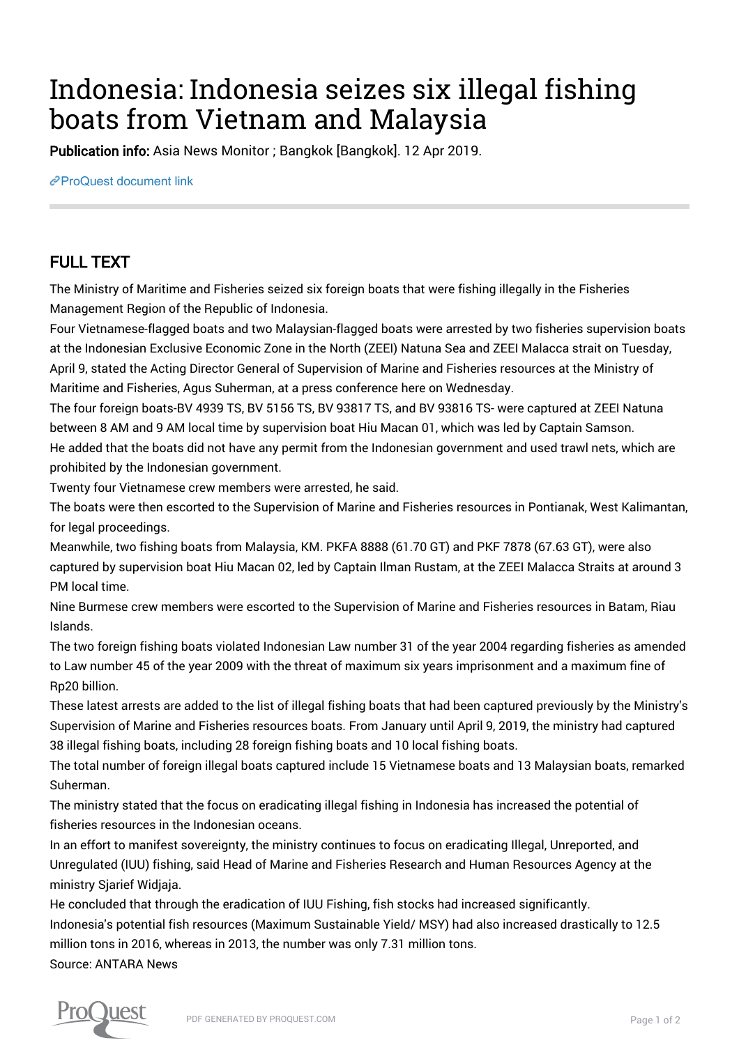# Indonesia: Indonesia seizes six illegal fishing boats from Vietnam and Malaysia

**Publication info:** Asia News Monitor ; Bangkok [Bangkok]. 12 Apr 2019.

ProQuest document link

## FULL TEXT

The Ministry of Maritime and Fisheries seized six foreign boats that were fishing illegally in the Fisheries Management Region of the Republic of Indonesia.

Four Vietnamese-flagged boats and two Malaysian-flagged boats were arrested by two fisheries supervision boats at the Indonesian Exclusive Economic Zone in the North (ZEEI) Natuna Sea and ZEEI Malacca strait on Tuesday, April 9, stated the Acting Director General of Supervision of Marine and Fisheries resources at the Ministry of Maritime and Fisheries, Agus Suherman, at a press conference here on Wednesday.

The four foreign boats-BV 4939 TS, BV 5156 TS, BV 93817 TS, and BV 93816 TS- were captured at ZEEI Natuna between 8 AM and 9 AM local time by supervision boat Hiu Macan 01, which was led by Captain Samson.

He added that the boats did not have any permit from the Indonesian government and used trawl nets, which are prohibited by the Indonesian government.

Twenty four Vietnamese crew members were arrested, he said.

The boats were then escorted to the Supervision of Marine and Fisheries resources in Pontianak, West Kalimantan, for legal proceedings.

Meanwhile, two fishing boats from Malaysia, KM. PKFA 8888 (61.70 GT) and PKF 7878 (67.63 GT), were also captured by supervision boat Hiu Macan 02, led by Captain Ilman Rustam, at the ZEEI Malacca Straits at around 3 PM local time.

Nine Burmese crew members were escorted to the Supervision of Marine and Fisheries resources in Batam, Riau Islands.

The two foreign fishing boats violated Indonesian Law number 31 of the year 2004 regarding fisheries as amended to Law number 45 of the year 2009 with the threat of maximum six years imprisonment and a maximum fine of Rp20 billion.

These latest arrests are added to the list of illegal fishing boats that had been captured previously by the Ministry's Supervision of Marine and Fisheries resources boats. From January until April 9, 2019, the ministry had captured 38 illegal fishing boats, including 28 foreign fishing boats and 10 local fishing boats.

The total number of foreign illegal boats captured include 15 Vietnamese boats and 13 Malaysian boats, remarked Suherman.

The ministry stated that the focus on eradicating illegal fishing in Indonesia has increased the potential of fisheries resources in the Indonesian oceans.

In an effort to manifest sovereignty, the ministry continues to focus on eradicating Illegal, Unreported, and Unregulated (IUU) fishing, said Head of Marine and Fisheries Research and Human Resources Agency at the ministry Sjarief Widjaja.

He concluded that through the eradication of IUU Fishing, fish stocks had increased significantly.

Indonesia's potential fish resources (Maximum Sustainable Yield/ MSY) had also increased drastically to 12.5 million tons in 2016, whereas in 2013, the number was only 7.31 million tons.

Source: ANTARA News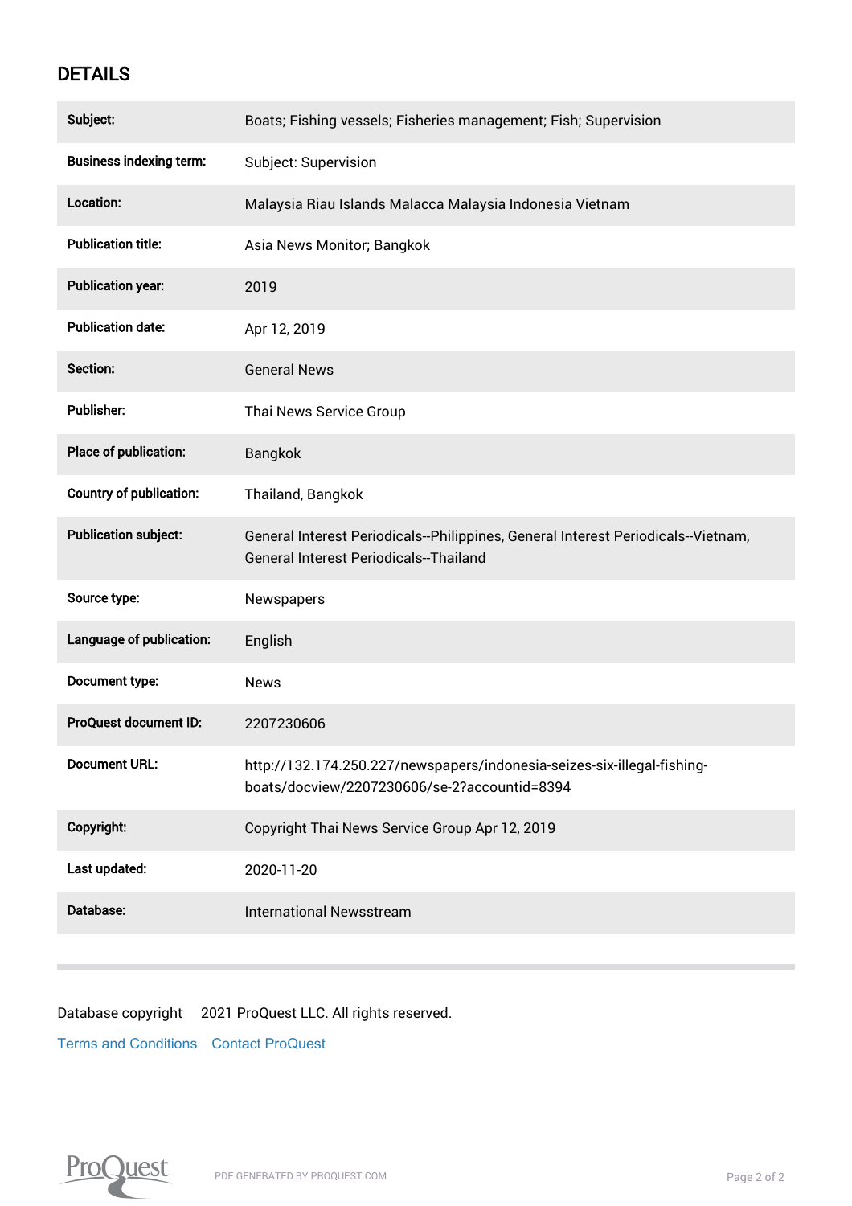## DETAILS

| | |
|---|---|
| **Subject:** | Boats; Fishing vessels; Fisheries management; Fish; Supervision |
| **Business indexing term:** | Subject: Supervision |
| **Location:** | Malaysia Riau Islands Malacca Malaysia Indonesia Vietnam |
| **Publication title:** | Asia News Monitor; Bangkok |
| **Publication year:** | 2019 |
| **Publication date:** | Apr 12, 2019 |
| **Section:** | General News |
| **Publisher:** | Thai News Service Group |
| **Place of publication:** | Bangkok |
| **Country of publication:** | Thailand, Bangkok |
| **Publication subject:** | General Interest Periodicals--Philippines, General Interest Periodicals--Vietnam, General Interest Periodicals--Thailand |
| **Source type:** | Newspapers |
| **Language of publication:** | English |
| **Document type:** | News |
| **ProQuest document ID:** | 2207230606 |
| **Document URL:** | http://132.174.250.227/newspapers/indonesia-seizes-six-illegal-fishing-boats/docview/2207230606/se-2?accountid=8394 |
| **Copyright:** | Copyright Thai News Service Group Apr 12, 2019 |
| **Last updated:** | 2020-11-20 |
| **Database:** | International Newsstream |

---

Database copyright 2021 ProQuest LLC. All rights reserved.

Terms and Conditions Contact ProQuest